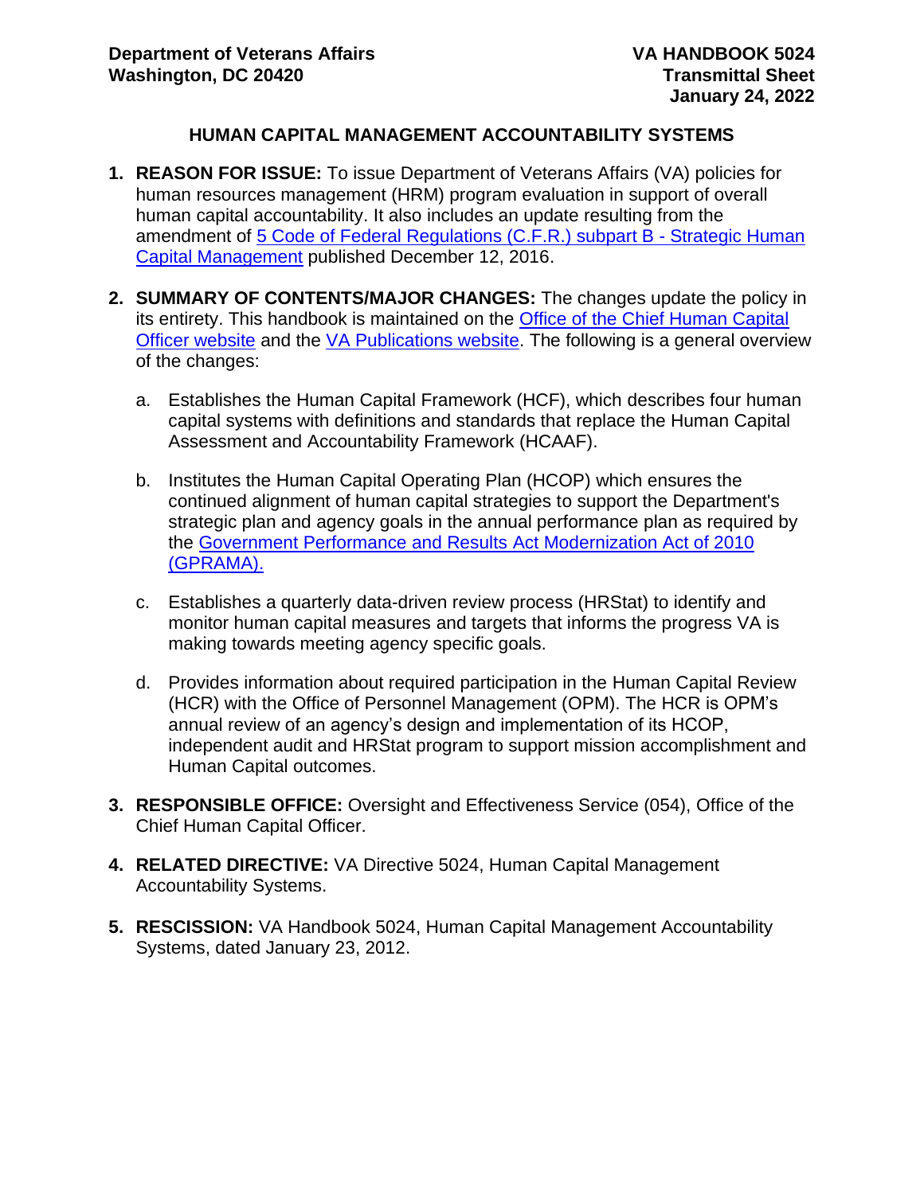**Department of Veterans Affairs**
**Washington, DC 20420**

**VA HANDBOOK 5024**
**Transmittal Sheet**
**January 24, 2022**

# HUMAN CAPITAL MANAGEMENT ACCOUNTABILITY SYSTEMS

1. **REASON FOR ISSUE:** To issue Department of Veterans Affairs (VA) policies for human resources management (HRM) program evaluation in support of overall human capital accountability. It also includes an update resulting from the amendment of 5 Code of Federal Regulations (C.F.R.) subpart B - Strategic Human Capital Management published December 12, 2016.

2. **SUMMARY OF CONTENTS/MAJOR CHANGES:** The changes update the policy in its entirety. This handbook is maintained on the Office of the Chief Human Capital Officer website and the VA Publications website. The following is a general overview of the changes:

   a. Establishes the Human Capital Framework (HCF), which describes four human capital systems with definitions and standards that replace the Human Capital Assessment and Accountability Framework (HCAAF).

   b. Institutes the Human Capital Operating Plan (HCOP) which ensures the continued alignment of human capital strategies to support the Department's strategic plan and agency goals in the annual performance plan as required by the Government Performance and Results Act Modernization Act of 2010 (GPRAMA).

   c. Establishes a quarterly data-driven review process (HRStat) to identify and monitor human capital measures and targets that informs the progress VA is making towards meeting agency specific goals.

   d. Provides information about required participation in the Human Capital Review (HCR) with the Office of Personnel Management (OPM). The HCR is OPM's annual review of an agency's design and implementation of its HCOP, independent audit and HRStat program to support mission accomplishment and Human Capital outcomes.

3. **RESPONSIBLE OFFICE:** Oversight and Effectiveness Service (054), Office of the Chief Human Capital Officer.

4. **RELATED DIRECTIVE:** VA Directive 5024, Human Capital Management Accountability Systems.

5. **RESCISSION:** VA Handbook 5024, Human Capital Management Accountability Systems, dated January 23, 2012.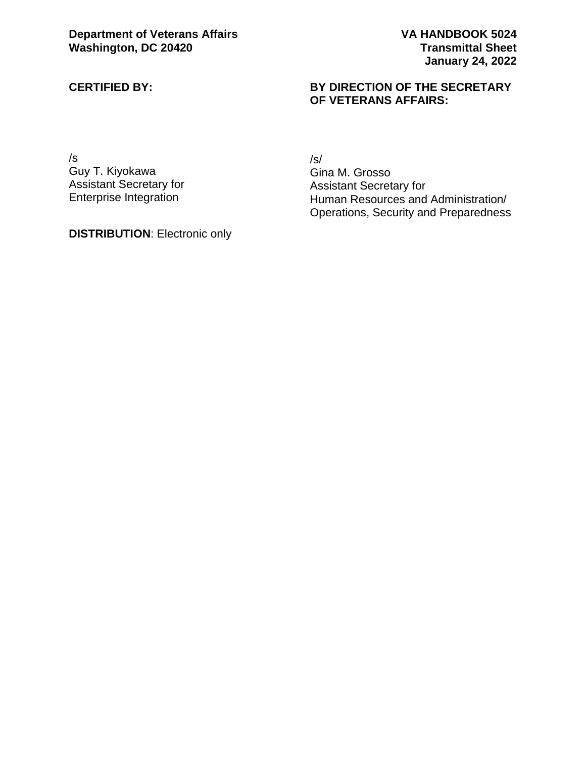**Department of Veterans Affairs**
**Washington, DC 20420**

**VA HANDBOOK 5024**
**Transmittal Sheet**
**January 24, 2022**

**CERTIFIED BY:**

/s
Guy T. Kiyokawa
Assistant Secretary for
Enterprise Integration

**BY DIRECTION OF THE SECRETARY OF VETERANS AFFAIRS:**

/s/
Gina M. Grosso
Assistant Secretary for
Human Resources and Administration/
Operations, Security and Preparedness

**DISTRIBUTION**: Electronic only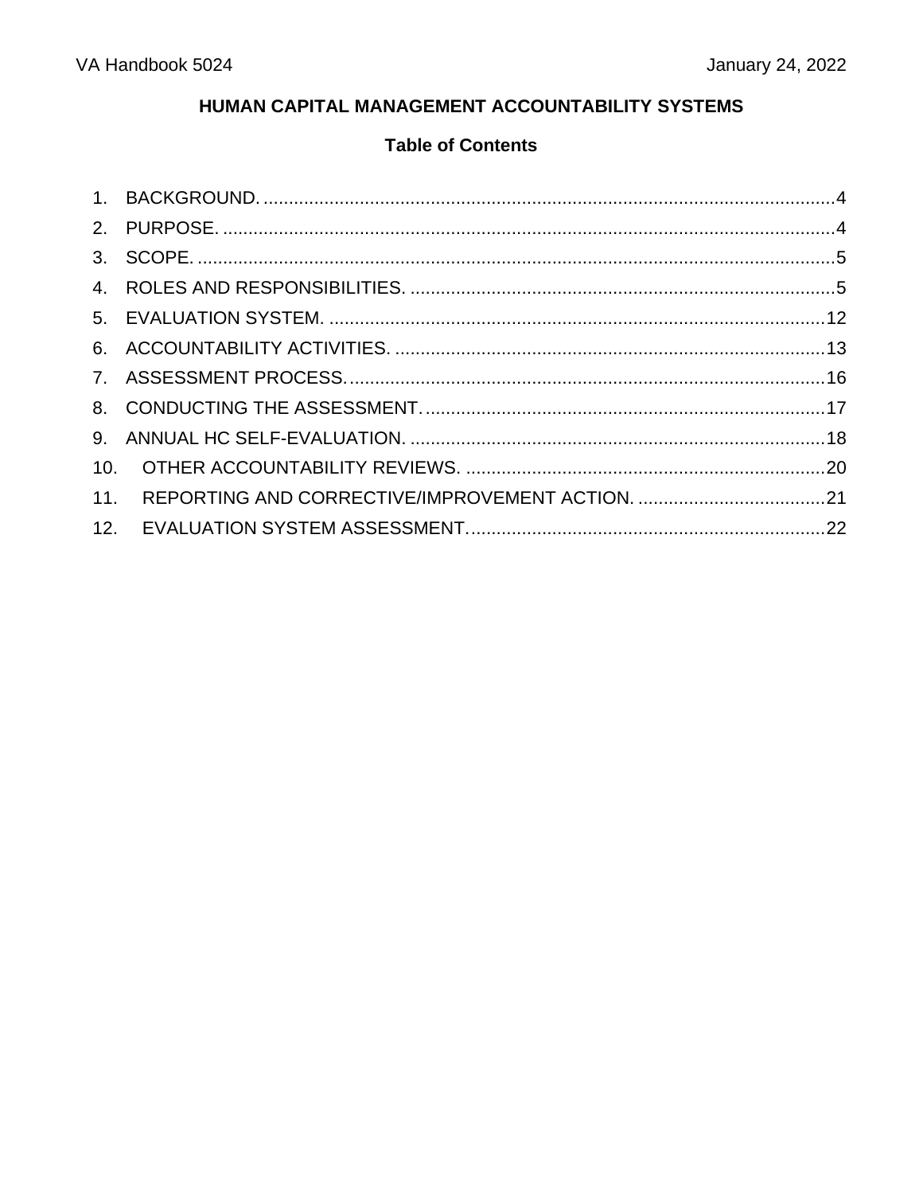## HUMAN CAPITAL MANAGEMENT ACCOUNTABILITY SYSTEMS

### Table of Contents

1. BACKGROUND. .....4
2. PURPOSE. .....4
3. SCOPE. .....5
4. ROLES AND RESPONSIBILITIES. .....5
5. EVALUATION SYSTEM. .....12
6. ACCOUNTABILITY ACTIVITIES. .....13
7. ASSESSMENT PROCESS. .....16
8. CONDUCTING THE ASSESSMENT. .....17
9. ANNUAL HC SELF-EVALUATION. .....18
10. OTHER ACCOUNTABILITY REVIEWS. .....20
11. REPORTING AND CORRECTIVE/IMPROVEMENT ACTION. .....21
12. EVALUATION SYSTEM ASSESSMENT. .....22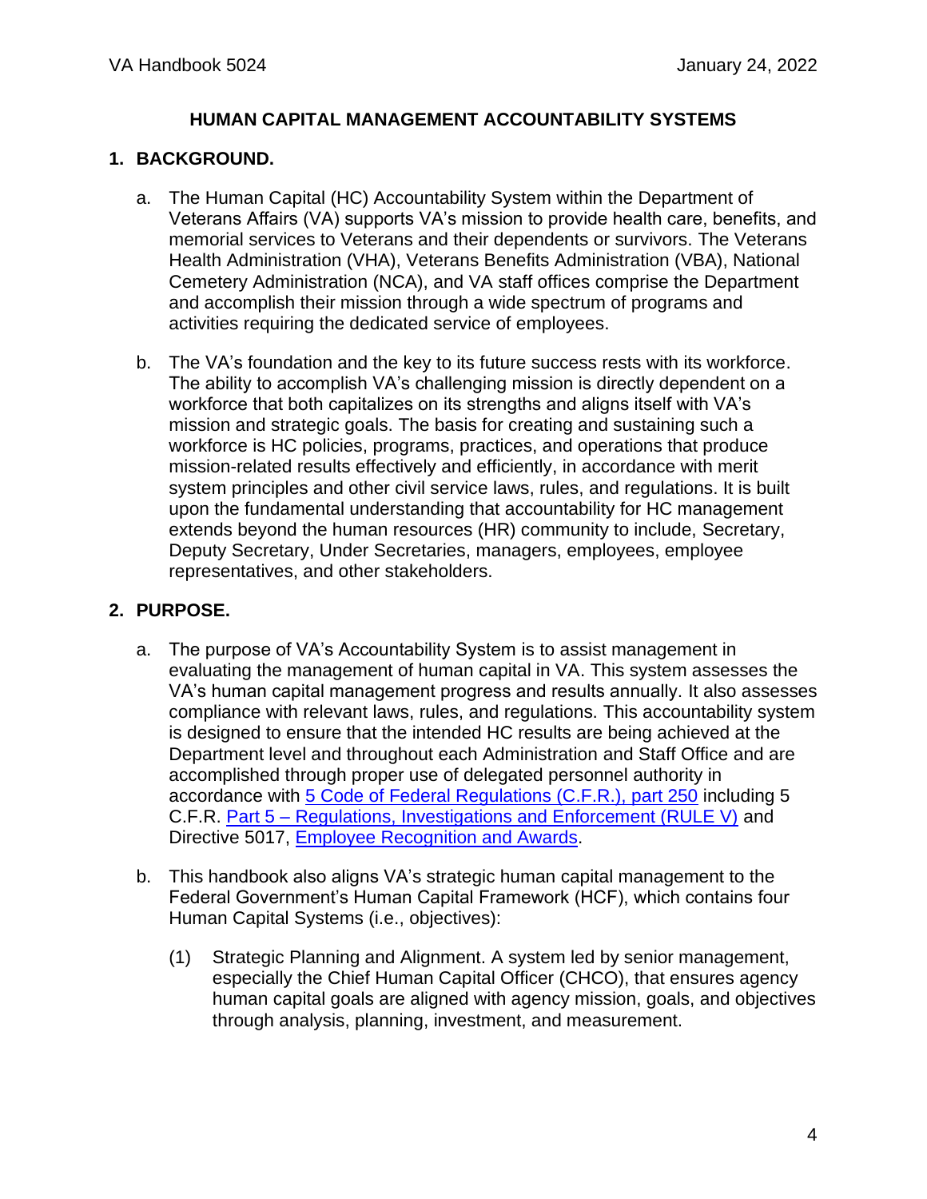## HUMAN CAPITAL MANAGEMENT ACCOUNTABILITY SYSTEMS

### 1. BACKGROUND.

a. The Human Capital (HC) Accountability System within the Department of Veterans Affairs (VA) supports VA's mission to provide health care, benefits, and memorial services to Veterans and their dependents or survivors. The Veterans Health Administration (VHA), Veterans Benefits Administration (VBA), National Cemetery Administration (NCA), and VA staff offices comprise the Department and accomplish their mission through a wide spectrum of programs and activities requiring the dedicated service of employees.

b. The VA's foundation and the key to its future success rests with its workforce. The ability to accomplish VA's challenging mission is directly dependent on a workforce that both capitalizes on its strengths and aligns itself with VA's mission and strategic goals. The basis for creating and sustaining such a workforce is HC policies, programs, practices, and operations that produce mission-related results effectively and efficiently, in accordance with merit system principles and other civil service laws, rules, and regulations. It is built upon the fundamental understanding that accountability for HC management extends beyond the human resources (HR) community to include, Secretary, Deputy Secretary, Under Secretaries, managers, employees, employee representatives, and other stakeholders.

### 2. PURPOSE.

a. The purpose of VA's Accountability System is to assist management in evaluating the management of human capital in VA. This system assesses the VA's human capital management progress and results annually. It also assesses compliance with relevant laws, rules, and regulations. This accountability system is designed to ensure that the intended HC results are being achieved at the Department level and throughout each Administration and Staff Office and are accomplished through proper use of delegated personnel authority in accordance with 5 Code of Federal Regulations (C.F.R.), part 250 including 5 C.F.R. Part 5 – Regulations, Investigations and Enforcement (RULE V) and Directive 5017, Employee Recognition and Awards.

b. This handbook also aligns VA's strategic human capital management to the Federal Government's Human Capital Framework (HCF), which contains four Human Capital Systems (i.e., objectives):

   (1) Strategic Planning and Alignment. A system led by senior management, especially the Chief Human Capital Officer (CHCO), that ensures agency human capital goals are aligned with agency mission, goals, and objectives through analysis, planning, investment, and measurement.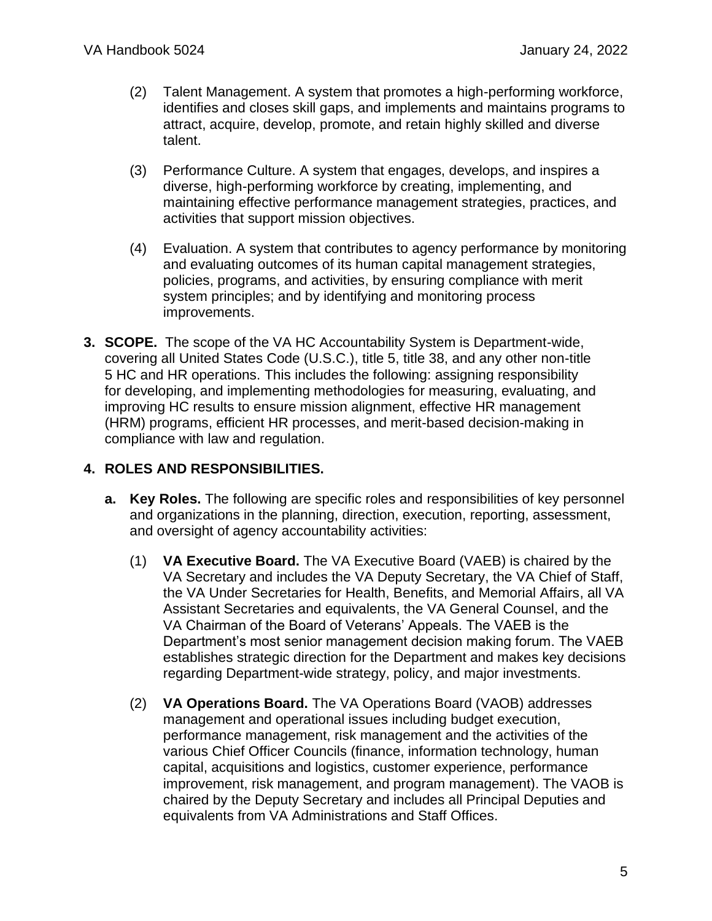(2) Talent Management. A system that promotes a high-performing workforce, identifies and closes skill gaps, and implements and maintains programs to attract, acquire, develop, promote, and retain highly skilled and diverse talent.

(3) Performance Culture. A system that engages, develops, and inspires a diverse, high-performing workforce by creating, implementing, and maintaining effective performance management strategies, practices, and activities that support mission objectives.

(4) Evaluation. A system that contributes to agency performance by monitoring and evaluating outcomes of its human capital management strategies, policies, programs, and activities, by ensuring compliance with merit system principles; and by identifying and monitoring process improvements.

**3. SCOPE.** The scope of the VA HC Accountability System is Department-wide, covering all United States Code (U.S.C.), title 5, title 38, and any other non-title 5 HC and HR operations. This includes the following: assigning responsibility for developing, and implementing methodologies for measuring, evaluating, and improving HC results to ensure mission alignment, effective HR management (HRM) programs, efficient HR processes, and merit-based decision-making in compliance with law and regulation.

**4. ROLES AND RESPONSIBILITIES.**

**a. Key Roles.** The following are specific roles and responsibilities of key personnel and organizations in the planning, direction, execution, reporting, assessment, and oversight of agency accountability activities:

(1) **VA Executive Board.** The VA Executive Board (VAEB) is chaired by the VA Secretary and includes the VA Deputy Secretary, the VA Chief of Staff, the VA Under Secretaries for Health, Benefits, and Memorial Affairs, all VA Assistant Secretaries and equivalents, the VA General Counsel, and the VA Chairman of the Board of Veterans' Appeals. The VAEB is the Department's most senior management decision making forum. The VAEB establishes strategic direction for the Department and makes key decisions regarding Department-wide strategy, policy, and major investments.

(2) **VA Operations Board.** The VA Operations Board (VAOB) addresses management and operational issues including budget execution, performance management, risk management and the activities of the various Chief Officer Councils (finance, information technology, human capital, acquisitions and logistics, customer experience, performance improvement, risk management, and program management). The VAOB is chaired by the Deputy Secretary and includes all Principal Deputies and equivalents from VA Administrations and Staff Offices.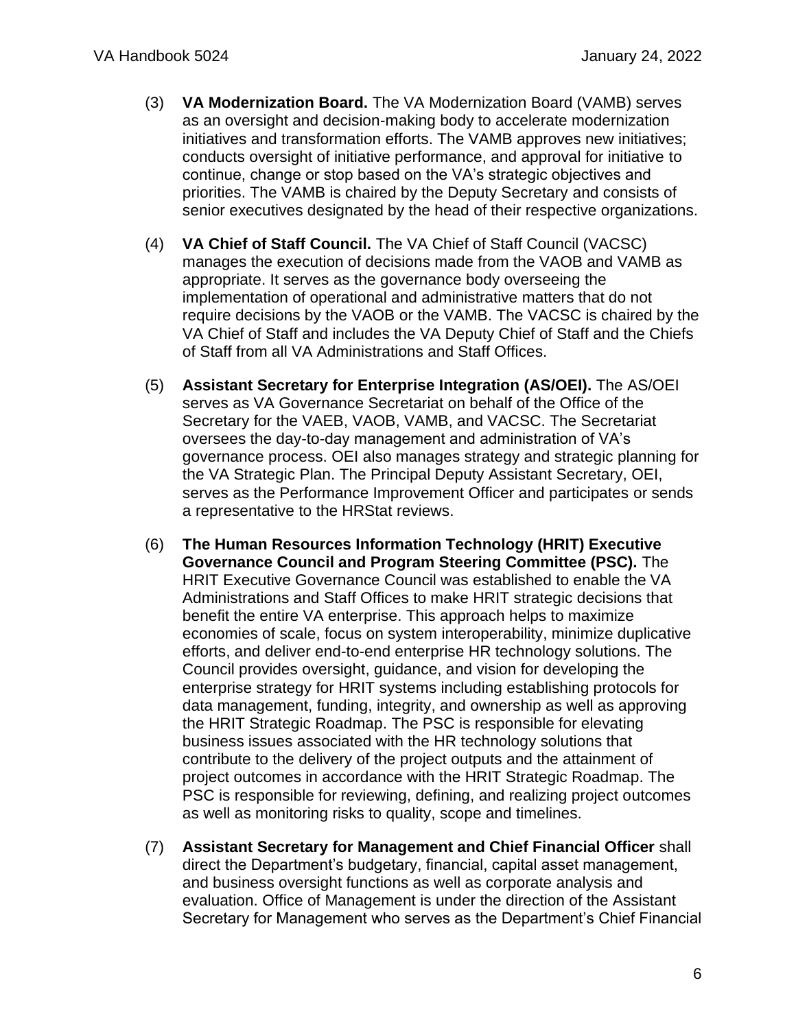(3) **VA Modernization Board.** The VA Modernization Board (VAMB) serves as an oversight and decision-making body to accelerate modernization initiatives and transformation efforts. The VAMB approves new initiatives; conducts oversight of initiative performance, and approval for initiative to continue, change or stop based on the VA's strategic objectives and priorities. The VAMB is chaired by the Deputy Secretary and consists of senior executives designated by the head of their respective organizations.

(4) **VA Chief of Staff Council.** The VA Chief of Staff Council (VACSC) manages the execution of decisions made from the VAOB and VAMB as appropriate. It serves as the governance body overseeing the implementation of operational and administrative matters that do not require decisions by the VAOB or the VAMB. The VACSC is chaired by the VA Chief of Staff and includes the VA Deputy Chief of Staff and the Chiefs of Staff from all VA Administrations and Staff Offices.

(5) **Assistant Secretary for Enterprise Integration (AS/OEI).** The AS/OEI serves as VA Governance Secretariat on behalf of the Office of the Secretary for the VAEB, VAOB, VAMB, and VACSC. The Secretariat oversees the day-to-day management and administration of VA's governance process. OEI also manages strategy and strategic planning for the VA Strategic Plan. The Principal Deputy Assistant Secretary, OEI, serves as the Performance Improvement Officer and participates or sends a representative to the HRStat reviews.

(6) **The Human Resources Information Technology (HRIT) Executive Governance Council and Program Steering Committee (PSC).** The HRIT Executive Governance Council was established to enable the VA Administrations and Staff Offices to make HRIT strategic decisions that benefit the entire VA enterprise. This approach helps to maximize economies of scale, focus on system interoperability, minimize duplicative efforts, and deliver end-to-end enterprise HR technology solutions. The Council provides oversight, guidance, and vision for developing the enterprise strategy for HRIT systems including establishing protocols for data management, funding, integrity, and ownership as well as approving the HRIT Strategic Roadmap. The PSC is responsible for elevating business issues associated with the HR technology solutions that contribute to the delivery of the project outputs and the attainment of project outcomes in accordance with the HRIT Strategic Roadmap. The PSC is responsible for reviewing, defining, and realizing project outcomes as well as monitoring risks to quality, scope and timelines.

(7) **Assistant Secretary for Management and Chief Financial Officer** shall direct the Department's budgetary, financial, capital asset management, and business oversight functions as well as corporate analysis and evaluation. Office of Management is under the direction of the Assistant Secretary for Management who serves as the Department's Chief Financial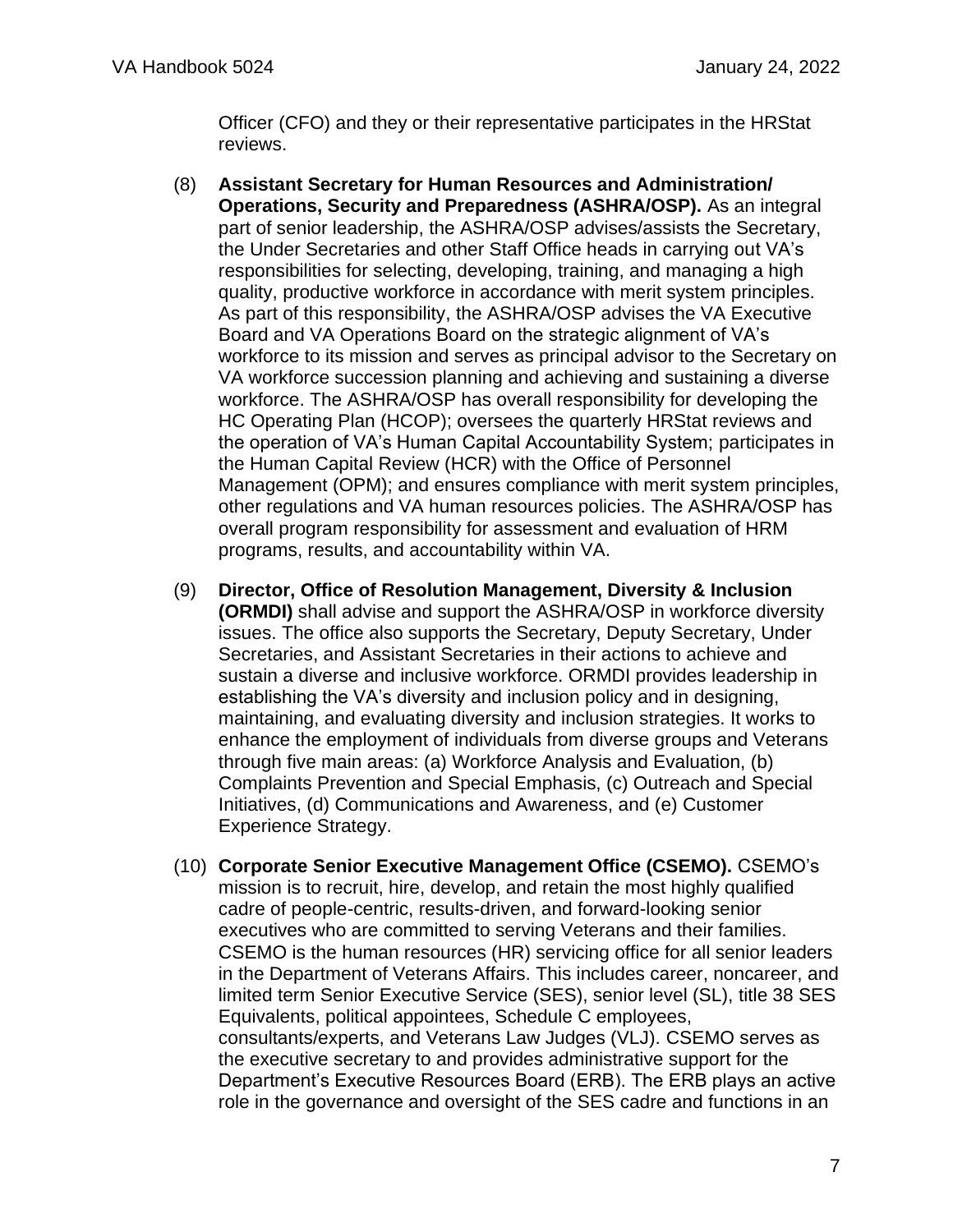Officer (CFO) and they or their representative participates in the HRStat reviews.

(8) **Assistant Secretary for Human Resources and Administration/ Operations, Security and Preparedness (ASHRA/OSP).** As an integral part of senior leadership, the ASHRA/OSP advises/assists the Secretary, the Under Secretaries and other Staff Office heads in carrying out VA's responsibilities for selecting, developing, training, and managing a high quality, productive workforce in accordance with merit system principles. As part of this responsibility, the ASHRA/OSP advises the VA Executive Board and VA Operations Board on the strategic alignment of VA's workforce to its mission and serves as principal advisor to the Secretary on VA workforce succession planning and achieving and sustaining a diverse workforce. The ASHRA/OSP has overall responsibility for developing the HC Operating Plan (HCOP); oversees the quarterly HRStat reviews and the operation of VA's Human Capital Accountability System; participates in the Human Capital Review (HCR) with the Office of Personnel Management (OPM); and ensures compliance with merit system principles, other regulations and VA human resources policies. The ASHRA/OSP has overall program responsibility for assessment and evaluation of HRM programs, results, and accountability within VA.

(9) **Director, Office of Resolution Management, Diversity & Inclusion (ORMDI)** shall advise and support the ASHRA/OSP in workforce diversity issues. The office also supports the Secretary, Deputy Secretary, Under Secretaries, and Assistant Secretaries in their actions to achieve and sustain a diverse and inclusive workforce. ORMDI provides leadership in establishing the VA's diversity and inclusion policy and in designing, maintaining, and evaluating diversity and inclusion strategies. It works to enhance the employment of individuals from diverse groups and Veterans through five main areas: (a) Workforce Analysis and Evaluation, (b) Complaints Prevention and Special Emphasis, (c) Outreach and Special Initiatives, (d) Communications and Awareness, and (e) Customer Experience Strategy.

(10) **Corporate Senior Executive Management Office (CSEMO).** CSEMO's mission is to recruit, hire, develop, and retain the most highly qualified cadre of people-centric, results-driven, and forward-looking senior executives who are committed to serving Veterans and their families. CSEMO is the human resources (HR) servicing office for all senior leaders in the Department of Veterans Affairs. This includes career, noncareer, and limited term Senior Executive Service (SES), senior level (SL), title 38 SES Equivalents, political appointees, Schedule C employees, consultants/experts, and Veterans Law Judges (VLJ). CSEMO serves as the executive secretary to and provides administrative support for the Department's Executive Resources Board (ERB). The ERB plays an active role in the governance and oversight of the SES cadre and functions in an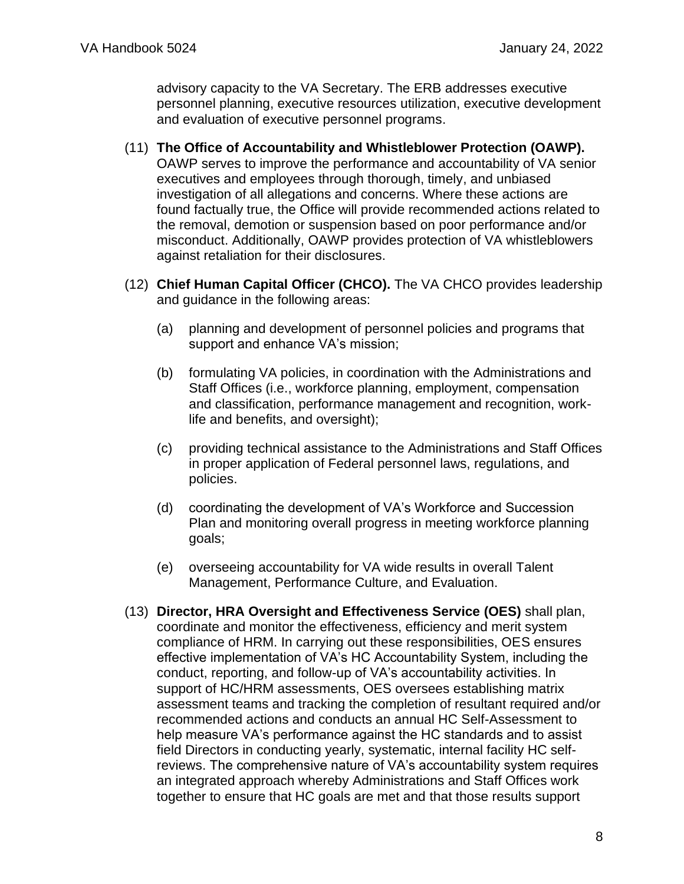advisory capacity to the VA Secretary. The ERB addresses executive personnel planning, executive resources utilization, executive development and evaluation of executive personnel programs.

(11) **The Office of Accountability and Whistleblower Protection (OAWP).** OAWP serves to improve the performance and accountability of VA senior executives and employees through thorough, timely, and unbiased investigation of all allegations and concerns. Where these actions are found factually true, the Office will provide recommended actions related to the removal, demotion or suspension based on poor performance and/or misconduct. Additionally, OAWP provides protection of VA whistleblowers against retaliation for their disclosures.

(12) **Chief Human Capital Officer (CHCO).** The VA CHCO provides leadership and guidance in the following areas:

(a) planning and development of personnel policies and programs that support and enhance VA's mission;

(b) formulating VA policies, in coordination with the Administrations and Staff Offices (i.e., workforce planning, employment, compensation and classification, performance management and recognition, work-life and benefits, and oversight);

(c) providing technical assistance to the Administrations and Staff Offices in proper application of Federal personnel laws, regulations, and policies.

(d) coordinating the development of VA's Workforce and Succession Plan and monitoring overall progress in meeting workforce planning goals;

(e) overseeing accountability for VA wide results in overall Talent Management, Performance Culture, and Evaluation.

(13) **Director, HRA Oversight and Effectiveness Service (OES)** shall plan, coordinate and monitor the effectiveness, efficiency and merit system compliance of HRM. In carrying out these responsibilities, OES ensures effective implementation of VA's HC Accountability System, including the conduct, reporting, and follow-up of VA's accountability activities. In support of HC/HRM assessments, OES oversees establishing matrix assessment teams and tracking the completion of resultant required and/or recommended actions and conducts an annual HC Self-Assessment to help measure VA's performance against the HC standards and to assist field Directors in conducting yearly, systematic, internal facility HC self-reviews. The comprehensive nature of VA's accountability system requires an integrated approach whereby Administrations and Staff Offices work together to ensure that HC goals are met and that those results support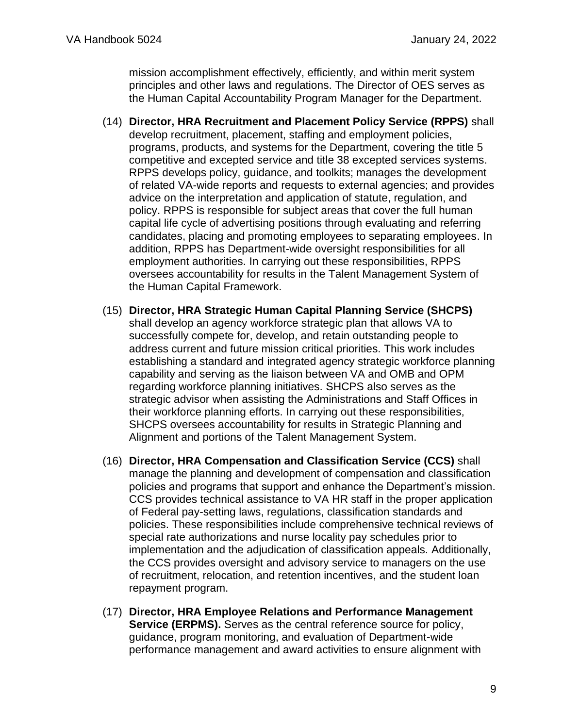mission accomplishment effectively, efficiently, and within merit system principles and other laws and regulations. The Director of OES serves as the Human Capital Accountability Program Manager for the Department.

(14) **Director, HRA Recruitment and Placement Policy Service (RPPS)** shall develop recruitment, placement, staffing and employment policies, programs, products, and systems for the Department, covering the title 5 competitive and excepted service and title 38 excepted services systems. RPPS develops policy, guidance, and toolkits; manages the development of related VA-wide reports and requests to external agencies; and provides advice on the interpretation and application of statute, regulation, and policy. RPPS is responsible for subject areas that cover the full human capital life cycle of advertising positions through evaluating and referring candidates, placing and promoting employees to separating employees. In addition, RPPS has Department-wide oversight responsibilities for all employment authorities. In carrying out these responsibilities, RPPS oversees accountability for results in the Talent Management System of the Human Capital Framework.

(15) **Director, HRA Strategic Human Capital Planning Service (SHCPS)** shall develop an agency workforce strategic plan that allows VA to successfully compete for, develop, and retain outstanding people to address current and future mission critical priorities. This work includes establishing a standard and integrated agency strategic workforce planning capability and serving as the liaison between VA and OMB and OPM regarding workforce planning initiatives. SHCPS also serves as the strategic advisor when assisting the Administrations and Staff Offices in their workforce planning efforts. In carrying out these responsibilities, SHCPS oversees accountability for results in Strategic Planning and Alignment and portions of the Talent Management System.

(16) **Director, HRA Compensation and Classification Service (CCS)** shall manage the planning and development of compensation and classification policies and programs that support and enhance the Department's mission. CCS provides technical assistance to VA HR staff in the proper application of Federal pay-setting laws, regulations, classification standards and policies. These responsibilities include comprehensive technical reviews of special rate authorizations and nurse locality pay schedules prior to implementation and the adjudication of classification appeals. Additionally, the CCS provides oversight and advisory service to managers on the use of recruitment, relocation, and retention incentives, and the student loan repayment program.

(17) **Director, HRA Employee Relations and Performance Management Service (ERPMS).** Serves as the central reference source for policy, guidance, program monitoring, and evaluation of Department-wide performance management and award activities to ensure alignment with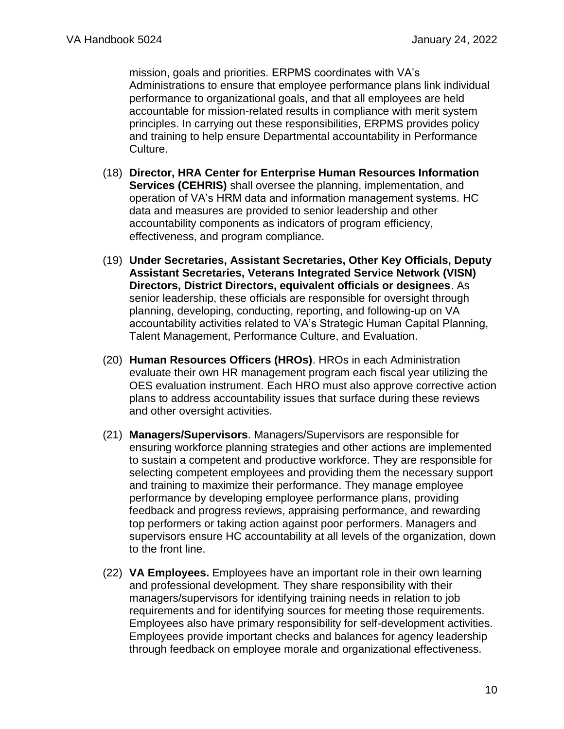mission, goals and priorities. ERPMS coordinates with VA's Administrations to ensure that employee performance plans link individual performance to organizational goals, and that all employees are held accountable for mission-related results in compliance with merit system principles. In carrying out these responsibilities, ERPMS provides policy and training to help ensure Departmental accountability in Performance Culture.

(18) **Director, HRA Center for Enterprise Human Resources Information Services (CEHRIS)** shall oversee the planning, implementation, and operation of VA's HRM data and information management systems. HC data and measures are provided to senior leadership and other accountability components as indicators of program efficiency, effectiveness, and program compliance.

(19) **Under Secretaries, Assistant Secretaries, Other Key Officials, Deputy Assistant Secretaries, Veterans Integrated Service Network (VISN) Directors, District Directors, equivalent officials or designees**. As senior leadership, these officials are responsible for oversight through planning, developing, conducting, reporting, and following-up on VA accountability activities related to VA's Strategic Human Capital Planning, Talent Management, Performance Culture, and Evaluation.

(20) **Human Resources Officers (HROs)**. HROs in each Administration evaluate their own HR management program each fiscal year utilizing the OES evaluation instrument. Each HRO must also approve corrective action plans to address accountability issues that surface during these reviews and other oversight activities.

(21) **Managers/Supervisors**. Managers/Supervisors are responsible for ensuring workforce planning strategies and other actions are implemented to sustain a competent and productive workforce. They are responsible for selecting competent employees and providing them the necessary support and training to maximize their performance. They manage employee performance by developing employee performance plans, providing feedback and progress reviews, appraising performance, and rewarding top performers or taking action against poor performers. Managers and supervisors ensure HC accountability at all levels of the organization, down to the front line.

(22) **VA Employees.** Employees have an important role in their own learning and professional development. They share responsibility with their managers/supervisors for identifying training needs in relation to job requirements and for identifying sources for meeting those requirements. Employees also have primary responsibility for self-development activities. Employees provide important checks and balances for agency leadership through feedback on employee morale and organizational effectiveness.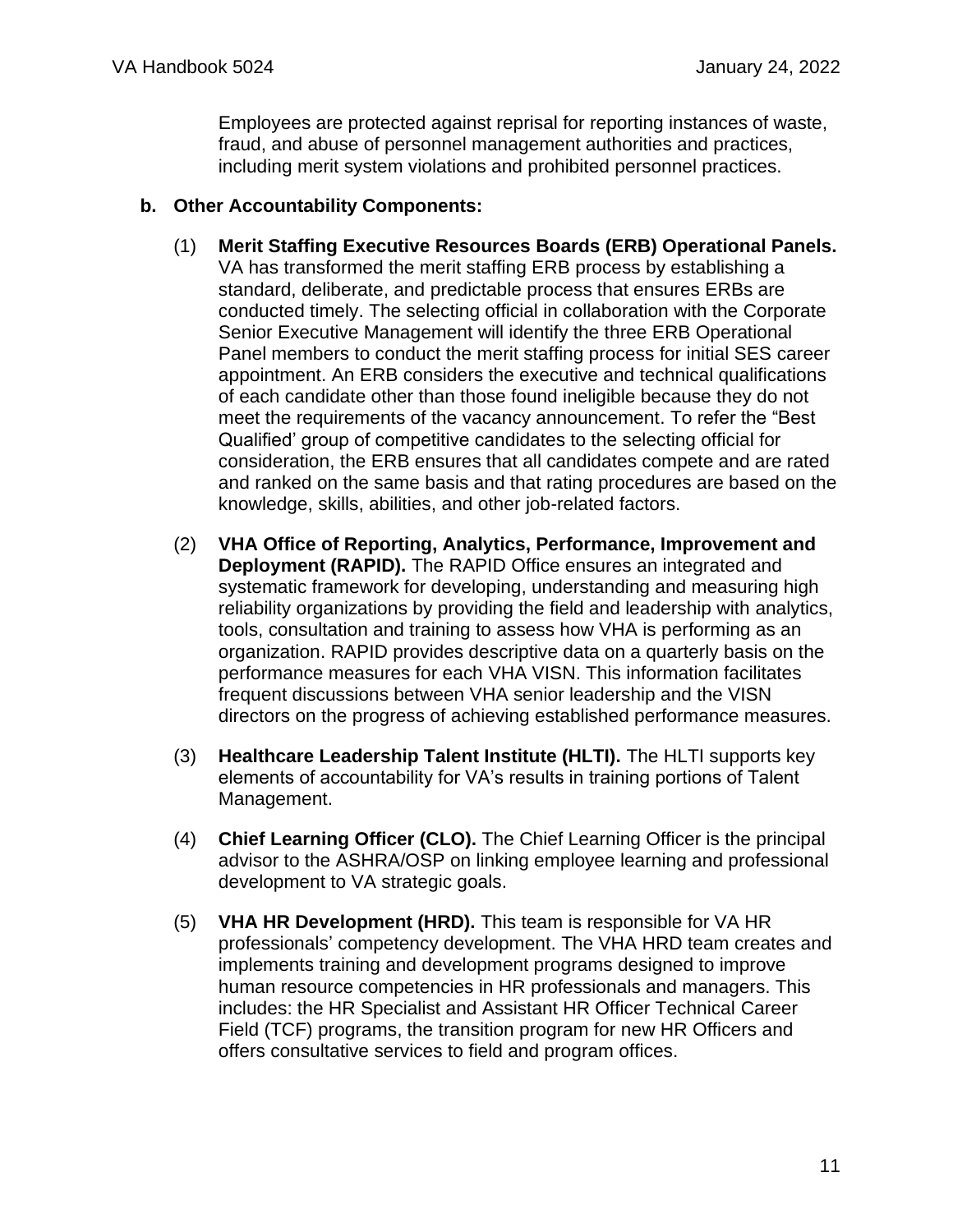Employees are protected against reprisal for reporting instances of waste, fraud, and abuse of personnel management authorities and practices, including merit system violations and prohibited personnel practices.

**b. Other Accountability Components:**

(1) **Merit Staffing Executive Resources Boards (ERB) Operational Panels.** VA has transformed the merit staffing ERB process by establishing a standard, deliberate, and predictable process that ensures ERBs are conducted timely. The selecting official in collaboration with the Corporate Senior Executive Management will identify the three ERB Operational Panel members to conduct the merit staffing process for initial SES career appointment. An ERB considers the executive and technical qualifications of each candidate other than those found ineligible because they do not meet the requirements of the vacancy announcement. To refer the "Best Qualified' group of competitive candidates to the selecting official for consideration, the ERB ensures that all candidates compete and are rated and ranked on the same basis and that rating procedures are based on the knowledge, skills, abilities, and other job-related factors.

(2) **VHA Office of Reporting, Analytics, Performance, Improvement and Deployment (RAPID).** The RAPID Office ensures an integrated and systematic framework for developing, understanding and measuring high reliability organizations by providing the field and leadership with analytics, tools, consultation and training to assess how VHA is performing as an organization. RAPID provides descriptive data on a quarterly basis on the performance measures for each VHA VISN. This information facilitates frequent discussions between VHA senior leadership and the VISN directors on the progress of achieving established performance measures.

(3) **Healthcare Leadership Talent Institute (HLTI).** The HLTI supports key elements of accountability for VA's results in training portions of Talent Management.

(4) **Chief Learning Officer (CLO).** The Chief Learning Officer is the principal advisor to the ASHRA/OSP on linking employee learning and professional development to VA strategic goals.

(5) **VHA HR Development (HRD).** This team is responsible for VA HR professionals' competency development. The VHA HRD team creates and implements training and development programs designed to improve human resource competencies in HR professionals and managers. This includes: the HR Specialist and Assistant HR Officer Technical Career Field (TCF) programs, the transition program for new HR Officers and offers consultative services to field and program offices.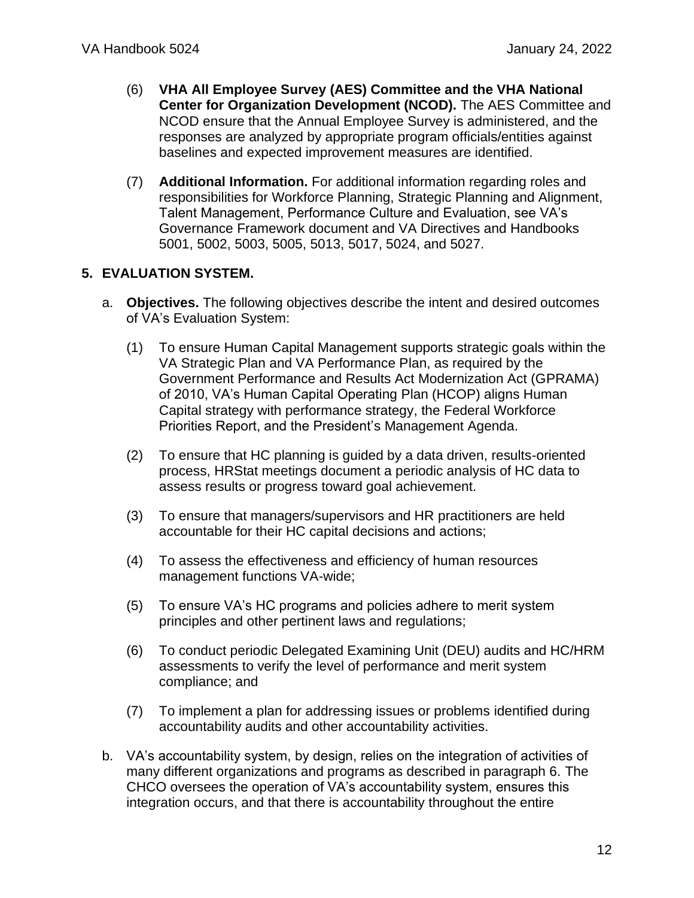(6) **VHA All Employee Survey (AES) Committee and the VHA National Center for Organization Development (NCOD).** The AES Committee and NCOD ensure that the Annual Employee Survey is administered, and the responses are analyzed by appropriate program officials/entities against baselines and expected improvement measures are identified.

(7) **Additional Information.** For additional information regarding roles and responsibilities for Workforce Planning, Strategic Planning and Alignment, Talent Management, Performance Culture and Evaluation, see VA's Governance Framework document and VA Directives and Handbooks 5001, 5002, 5003, 5005, 5013, 5017, 5024, and 5027.

## 5. EVALUATION SYSTEM.

a. **Objectives.** The following objectives describe the intent and desired outcomes of VA's Evaluation System:

(1) To ensure Human Capital Management supports strategic goals within the VA Strategic Plan and VA Performance Plan, as required by the Government Performance and Results Act Modernization Act (GPRAMA) of 2010, VA's Human Capital Operating Plan (HCOP) aligns Human Capital strategy with performance strategy, the Federal Workforce Priorities Report, and the President's Management Agenda.

(2) To ensure that HC planning is guided by a data driven, results-oriented process, HRStat meetings document a periodic analysis of HC data to assess results or progress toward goal achievement.

(3) To ensure that managers/supervisors and HR practitioners are held accountable for their HC capital decisions and actions;

(4) To assess the effectiveness and efficiency of human resources management functions VA-wide;

(5) To ensure VA's HC programs and policies adhere to merit system principles and other pertinent laws and regulations;

(6) To conduct periodic Delegated Examining Unit (DEU) audits and HC/HRM assessments to verify the level of performance and merit system compliance; and

(7) To implement a plan for addressing issues or problems identified during accountability audits and other accountability activities.

b. VA's accountability system, by design, relies on the integration of activities of many different organizations and programs as described in paragraph 6. The CHCO oversees the operation of VA's accountability system, ensures this integration occurs, and that there is accountability throughout the entire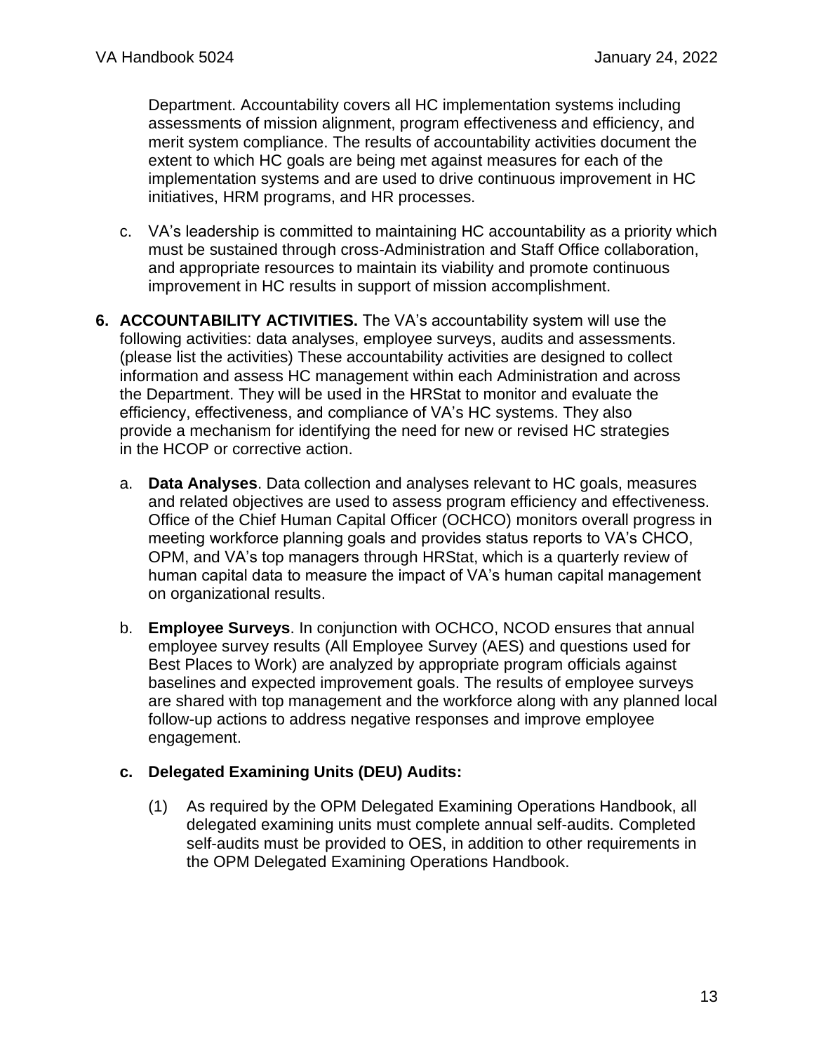Department. Accountability covers all HC implementation systems including assessments of mission alignment, program effectiveness and efficiency, and merit system compliance. The results of accountability activities document the extent to which HC goals are being met against measures for each of the implementation systems and are used to drive continuous improvement in HC initiatives, HRM programs, and HR processes.

c. VA's leadership is committed to maintaining HC accountability as a priority which must be sustained through cross-Administration and Staff Office collaboration, and appropriate resources to maintain its viability and promote continuous improvement in HC results in support of mission accomplishment.

**6. ACCOUNTABILITY ACTIVITIES.** The VA's accountability system will use the following activities: data analyses, employee surveys, audits and assessments. (please list the activities) These accountability activities are designed to collect information and assess HC management within each Administration and across the Department. They will be used in the HRStat to monitor and evaluate the efficiency, effectiveness, and compliance of VA's HC systems. They also provide a mechanism for identifying the need for new or revised HC strategies in the HCOP or corrective action.

a. **Data Analyses**. Data collection and analyses relevant to HC goals, measures and related objectives are used to assess program efficiency and effectiveness. Office of the Chief Human Capital Officer (OCHCO) monitors overall progress in meeting workforce planning goals and provides status reports to VA's CHCO, OPM, and VA's top managers through HRStat, which is a quarterly review of human capital data to measure the impact of VA's human capital management on organizational results.

b. **Employee Surveys**. In conjunction with OCHCO, NCOD ensures that annual employee survey results (All Employee Survey (AES) and questions used for Best Places to Work) are analyzed by appropriate program officials against baselines and expected improvement goals. The results of employee surveys are shared with top management and the workforce along with any planned local follow-up actions to address negative responses and improve employee engagement.

**c. Delegated Examining Units (DEU) Audits:**

(1) As required by the OPM Delegated Examining Operations Handbook, all delegated examining units must complete annual self-audits. Completed self-audits must be provided to OES, in addition to other requirements in the OPM Delegated Examining Operations Handbook.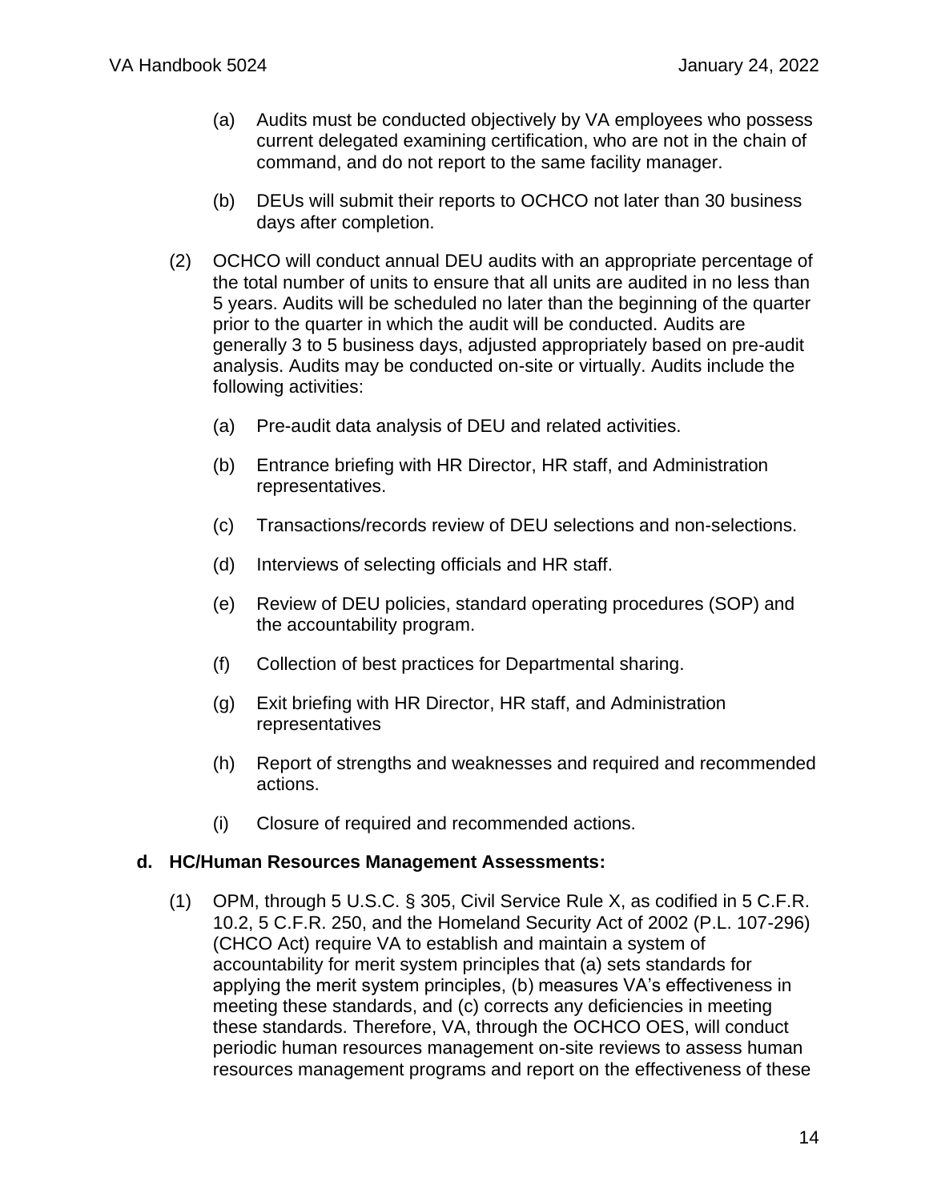(a) Audits must be conducted objectively by VA employees who possess current delegated examining certification, who are not in the chain of command, and do not report to the same facility manager.

(b) DEUs will submit their reports to OCHCO not later than 30 business days after completion.

(2) OCHCO will conduct annual DEU audits with an appropriate percentage of the total number of units to ensure that all units are audited in no less than 5 years. Audits will be scheduled no later than the beginning of the quarter prior to the quarter in which the audit will be conducted. Audits are generally 3 to 5 business days, adjusted appropriately based on pre-audit analysis. Audits may be conducted on-site or virtually. Audits include the following activities:

(a) Pre-audit data analysis of DEU and related activities.

(b) Entrance briefing with HR Director, HR staff, and Administration representatives.

(c) Transactions/records review of DEU selections and non-selections.

(d) Interviews of selecting officials and HR staff.

(e) Review of DEU policies, standard operating procedures (SOP) and the accountability program.

(f) Collection of best practices for Departmental sharing.

(g) Exit briefing with HR Director, HR staff, and Administration representatives

(h) Report of strengths and weaknesses and required and recommended actions.

(i) Closure of required and recommended actions.

**d. HC/Human Resources Management Assessments:**

(1) OPM, through 5 U.S.C. § 305, Civil Service Rule X, as codified in 5 C.F.R. 10.2, 5 C.F.R. 250, and the Homeland Security Act of 2002 (P.L. 107-296) (CHCO Act) require VA to establish and maintain a system of accountability for merit system principles that (a) sets standards for applying the merit system principles, (b) measures VA's effectiveness in meeting these standards, and (c) corrects any deficiencies in meeting these standards. Therefore, VA, through the OCHCO OES, will conduct periodic human resources management on-site reviews to assess human resources management programs and report on the effectiveness of these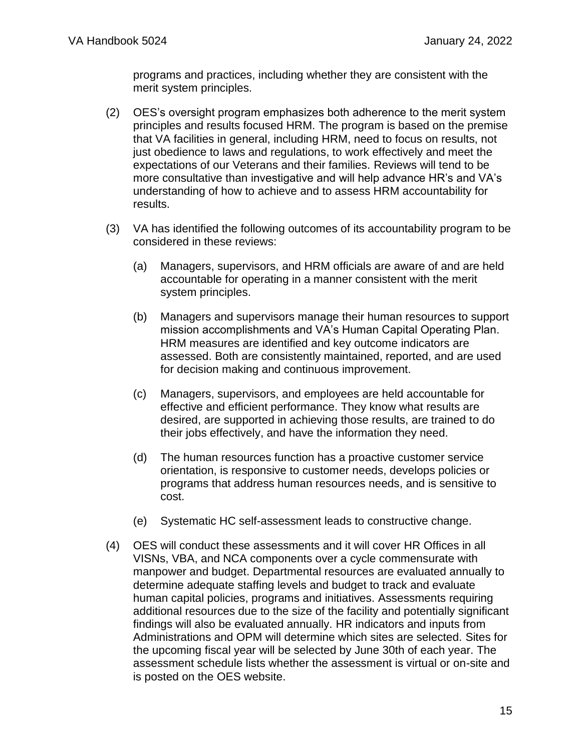programs and practices, including whether they are consistent with the merit system principles.

(2) OES's oversight program emphasizes both adherence to the merit system principles and results focused HRM. The program is based on the premise that VA facilities in general, including HRM, need to focus on results, not just obedience to laws and regulations, to work effectively and meet the expectations of our Veterans and their families. Reviews will tend to be more consultative than investigative and will help advance HR's and VA's understanding of how to achieve and to assess HRM accountability for results.

(3) VA has identified the following outcomes of its accountability program to be considered in these reviews:

   (a) Managers, supervisors, and HRM officials are aware of and are held accountable for operating in a manner consistent with the merit system principles.

   (b) Managers and supervisors manage their human resources to support mission accomplishments and VA's Human Capital Operating Plan. HRM measures are identified and key outcome indicators are assessed. Both are consistently maintained, reported, and are used for decision making and continuous improvement.

   (c) Managers, supervisors, and employees are held accountable for effective and efficient performance. They know what results are desired, are supported in achieving those results, are trained to do their jobs effectively, and have the information they need.

   (d) The human resources function has a proactive customer service orientation, is responsive to customer needs, develops policies or programs that address human resources needs, and is sensitive to cost.

   (e) Systematic HC self-assessment leads to constructive change.

(4) OES will conduct these assessments and it will cover HR Offices in all VISNs, VBA, and NCA components over a cycle commensurate with manpower and budget. Departmental resources are evaluated annually to determine adequate staffing levels and budget to track and evaluate human capital policies, programs and initiatives. Assessments requiring additional resources due to the size of the facility and potentially significant findings will also be evaluated annually. HR indicators and inputs from Administrations and OPM will determine which sites are selected. Sites for the upcoming fiscal year will be selected by June 30th of each year. The assessment schedule lists whether the assessment is virtual or on-site and is posted on the OES website.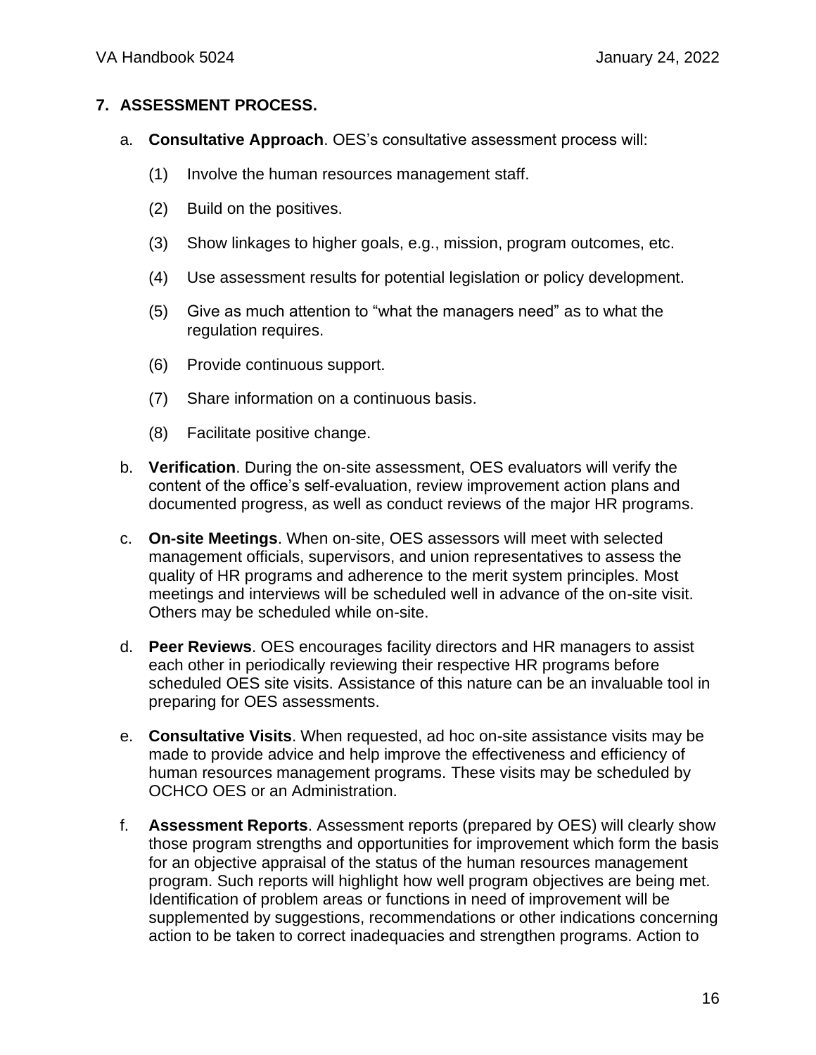## 7. ASSESSMENT PROCESS.

a. **Consultative Approach**. OES's consultative assessment process will:

   (1) Involve the human resources management staff.

   (2) Build on the positives.

   (3) Show linkages to higher goals, e.g., mission, program outcomes, etc.

   (4) Use assessment results for potential legislation or policy development.

   (5) Give as much attention to "what the managers need" as to what the regulation requires.

   (6) Provide continuous support.

   (7) Share information on a continuous basis.

   (8) Facilitate positive change.

b. **Verification**. During the on-site assessment, OES evaluators will verify the content of the office's self-evaluation, review improvement action plans and documented progress, as well as conduct reviews of the major HR programs.

c. **On-site Meetings**. When on-site, OES assessors will meet with selected management officials, supervisors, and union representatives to assess the quality of HR programs and adherence to the merit system principles. Most meetings and interviews will be scheduled well in advance of the on-site visit. Others may be scheduled while on-site.

d. **Peer Reviews**. OES encourages facility directors and HR managers to assist each other in periodically reviewing their respective HR programs before scheduled OES site visits. Assistance of this nature can be an invaluable tool in preparing for OES assessments.

e. **Consultative Visits**. When requested, ad hoc on-site assistance visits may be made to provide advice and help improve the effectiveness and efficiency of human resources management programs. These visits may be scheduled by OCHCO OES or an Administration.

f. **Assessment Reports**. Assessment reports (prepared by OES) will clearly show those program strengths and opportunities for improvement which form the basis for an objective appraisal of the status of the human resources management program. Such reports will highlight how well program objectives are being met. Identification of problem areas or functions in need of improvement will be supplemented by suggestions, recommendations or other indications concerning action to be taken to correct inadequacies and strengthen programs. Action to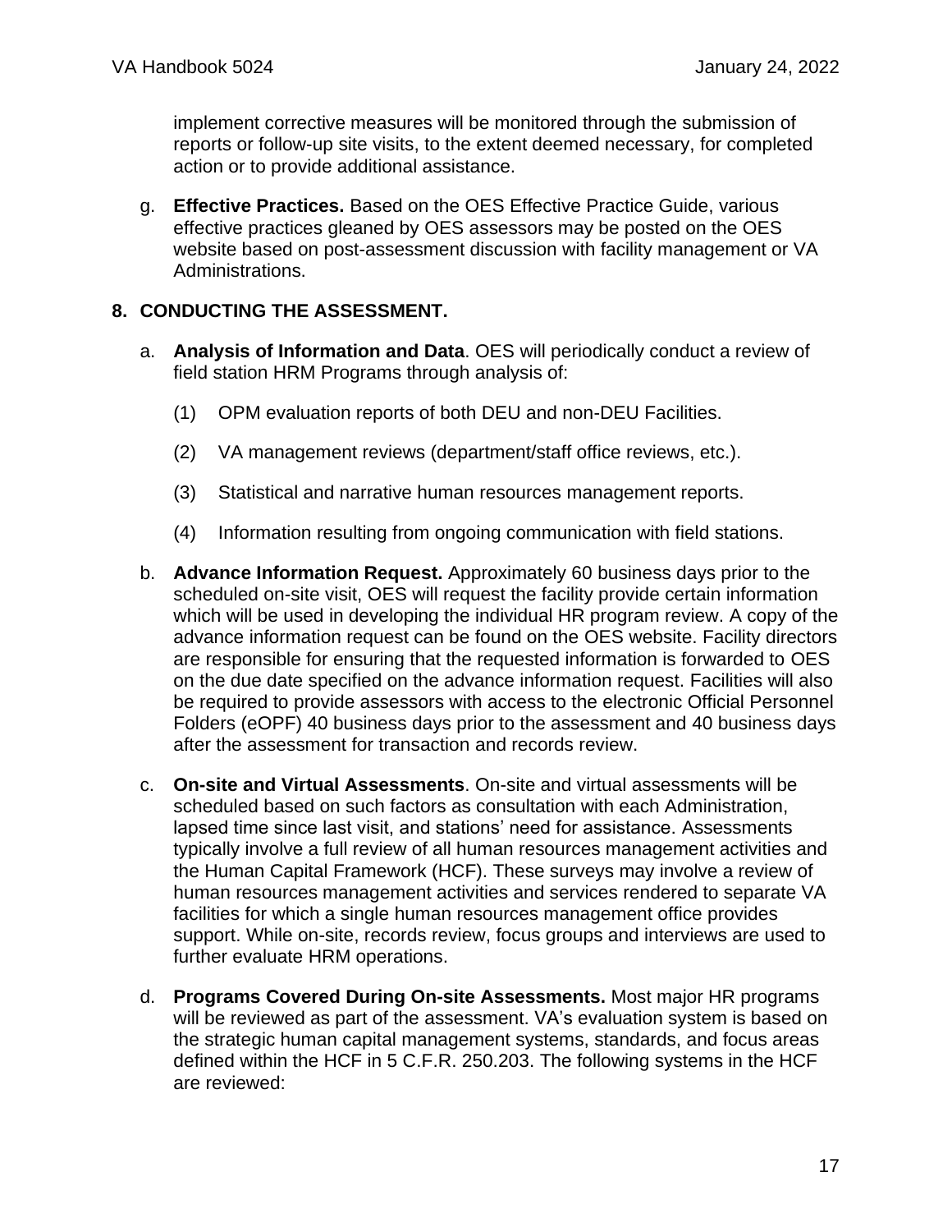implement corrective measures will be monitored through the submission of reports or follow-up site visits, to the extent deemed necessary, for completed action or to provide additional assistance.

g. **Effective Practices.** Based on the OES Effective Practice Guide, various effective practices gleaned by OES assessors may be posted on the OES website based on post-assessment discussion with facility management or VA Administrations.

## 8. CONDUCTING THE ASSESSMENT.

a. **Analysis of Information and Data**. OES will periodically conduct a review of field station HRM Programs through analysis of:

   (1) OPM evaluation reports of both DEU and non-DEU Facilities.

   (2) VA management reviews (department/staff office reviews, etc.).

   (3) Statistical and narrative human resources management reports.

   (4) Information resulting from ongoing communication with field stations.

b. **Advance Information Request.** Approximately 60 business days prior to the scheduled on-site visit, OES will request the facility provide certain information which will be used in developing the individual HR program review. A copy of the advance information request can be found on the OES website. Facility directors are responsible for ensuring that the requested information is forwarded to OES on the due date specified on the advance information request. Facilities will also be required to provide assessors with access to the electronic Official Personnel Folders (eOPF) 40 business days prior to the assessment and 40 business days after the assessment for transaction and records review.

c. **On-site and Virtual Assessments**. On-site and virtual assessments will be scheduled based on such factors as consultation with each Administration, lapsed time since last visit, and stations' need for assistance. Assessments typically involve a full review of all human resources management activities and the Human Capital Framework (HCF). These surveys may involve a review of human resources management activities and services rendered to separate VA facilities for which a single human resources management office provides support. While on-site, records review, focus groups and interviews are used to further evaluate HRM operations.

d. **Programs Covered During On-site Assessments.** Most major HR programs will be reviewed as part of the assessment. VA's evaluation system is based on the strategic human capital management systems, standards, and focus areas defined within the HCF in 5 C.F.R. 250.203. The following systems in the HCF are reviewed: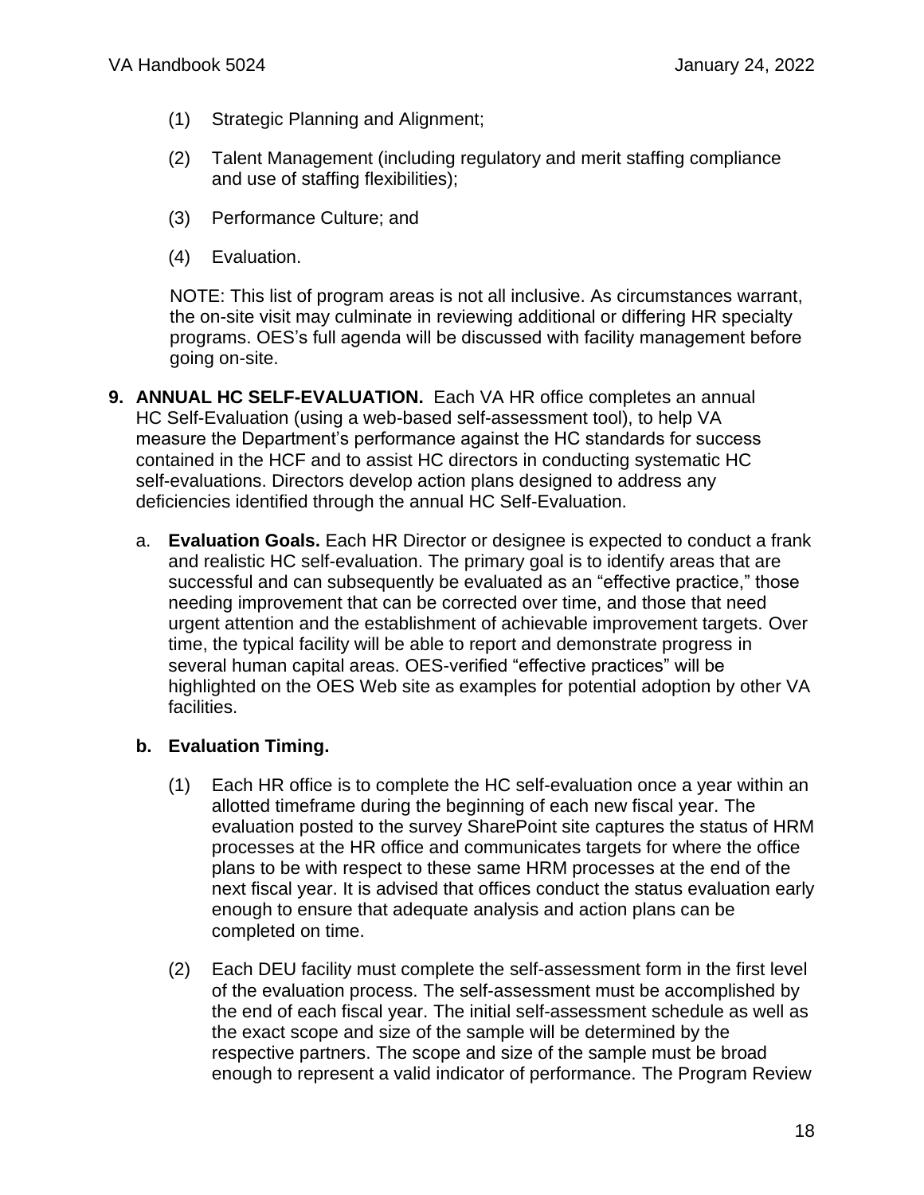(1) Strategic Planning and Alignment;

(2) Talent Management (including regulatory and merit staffing compliance and use of staffing flexibilities);

(3) Performance Culture; and

(4) Evaluation.

NOTE: This list of program areas is not all inclusive. As circumstances warrant, the on-site visit may culminate in reviewing additional or differing HR specialty programs. OES's full agenda will be discussed with facility management before going on-site.

**9. ANNUAL HC SELF-EVALUATION.** Each VA HR office completes an annual HC Self-Evaluation (using a web-based self-assessment tool), to help VA measure the Department's performance against the HC standards for success contained in the HCF and to assist HC directors in conducting systematic HC self-evaluations. Directors develop action plans designed to address any deficiencies identified through the annual HC Self-Evaluation.

a. **Evaluation Goals.** Each HR Director or designee is expected to conduct a frank and realistic HC self-evaluation. The primary goal is to identify areas that are successful and can subsequently be evaluated as an "effective practice," those needing improvement that can be corrected over time, and those that need urgent attention and the establishment of achievable improvement targets. Over time, the typical facility will be able to report and demonstrate progress in several human capital areas. OES-verified "effective practices" will be highlighted on the OES Web site as examples for potential adoption by other VA facilities.

**b. Evaluation Timing.**

(1) Each HR office is to complete the HC self-evaluation once a year within an allotted timeframe during the beginning of each new fiscal year. The evaluation posted to the survey SharePoint site captures the status of HRM processes at the HR office and communicates targets for where the office plans to be with respect to these same HRM processes at the end of the next fiscal year. It is advised that offices conduct the status evaluation early enough to ensure that adequate analysis and action plans can be completed on time.

(2) Each DEU facility must complete the self-assessment form in the first level of the evaluation process. The self-assessment must be accomplished by the end of each fiscal year. The initial self-assessment schedule as well as the exact scope and size of the sample will be determined by the respective partners. The scope and size of the sample must be broad enough to represent a valid indicator of performance. The Program Review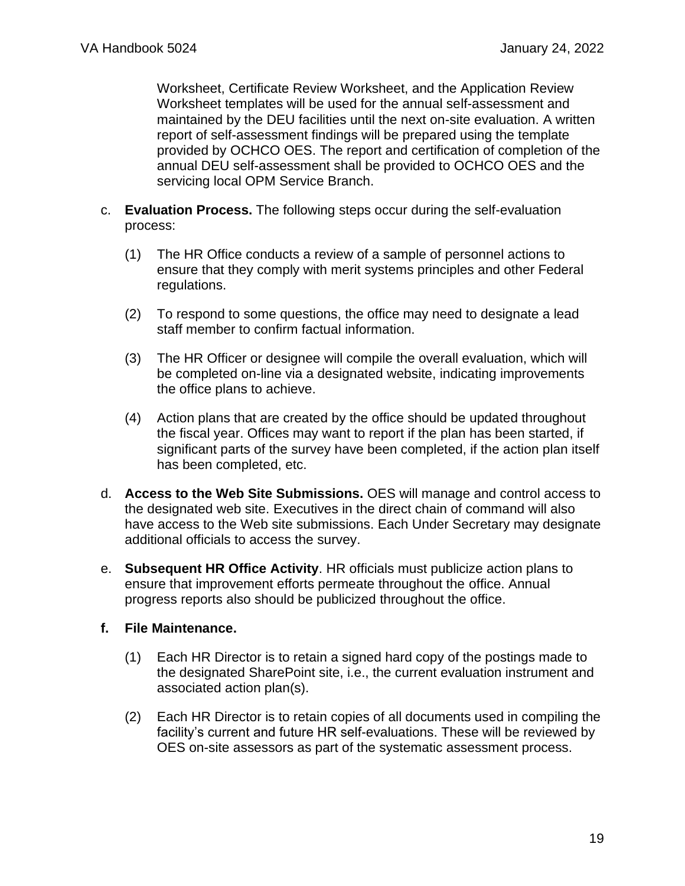Worksheet, Certificate Review Worksheet, and the Application Review Worksheet templates will be used for the annual self-assessment and maintained by the DEU facilities until the next on-site evaluation. A written report of self-assessment findings will be prepared using the template provided by OCHCO OES. The report and certification of completion of the annual DEU self-assessment shall be provided to OCHCO OES and the servicing local OPM Service Branch.

c. **Evaluation Process.** The following steps occur during the self-evaluation process:

   (1) The HR Office conducts a review of a sample of personnel actions to ensure that they comply with merit systems principles and other Federal regulations.

   (2) To respond to some questions, the office may need to designate a lead staff member to confirm factual information.

   (3) The HR Officer or designee will compile the overall evaluation, which will be completed on-line via a designated website, indicating improvements the office plans to achieve.

   (4) Action plans that are created by the office should be updated throughout the fiscal year. Offices may want to report if the plan has been started, if significant parts of the survey have been completed, if the action plan itself has been completed, etc.

d. **Access to the Web Site Submissions.** OES will manage and control access to the designated web site. Executives in the direct chain of command will also have access to the Web site submissions. Each Under Secretary may designate additional officials to access the survey.

e. **Subsequent HR Office Activity**. HR officials must publicize action plans to ensure that improvement efforts permeate throughout the office. Annual progress reports also should be publicized throughout the office.

**f. File Maintenance.**

   (1) Each HR Director is to retain a signed hard copy of the postings made to the designated SharePoint site, i.e., the current evaluation instrument and associated action plan(s).

   (2) Each HR Director is to retain copies of all documents used in compiling the facility's current and future HR self-evaluations. These will be reviewed by OES on-site assessors as part of the systematic assessment process.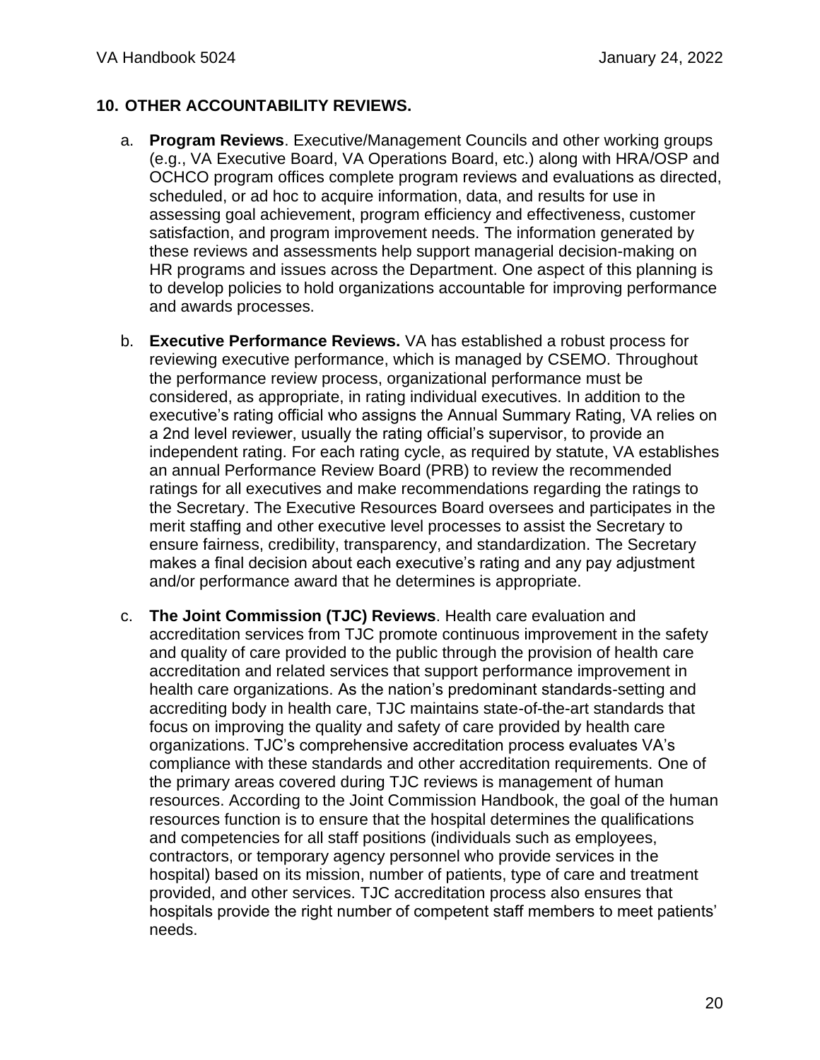## 10. OTHER ACCOUNTABILITY REVIEWS.

a. **Program Reviews**. Executive/Management Councils and other working groups (e.g., VA Executive Board, VA Operations Board, etc.) along with HRA/OSP and OCHCO program offices complete program reviews and evaluations as directed, scheduled, or ad hoc to acquire information, data, and results for use in assessing goal achievement, program efficiency and effectiveness, customer satisfaction, and program improvement needs. The information generated by these reviews and assessments help support managerial decision-making on HR programs and issues across the Department. One aspect of this planning is to develop policies to hold organizations accountable for improving performance and awards processes.

b. **Executive Performance Reviews.** VA has established a robust process for reviewing executive performance, which is managed by CSEMO. Throughout the performance review process, organizational performance must be considered, as appropriate, in rating individual executives. In addition to the executive's rating official who assigns the Annual Summary Rating, VA relies on a 2nd level reviewer, usually the rating official's supervisor, to provide an independent rating. For each rating cycle, as required by statute, VA establishes an annual Performance Review Board (PRB) to review the recommended ratings for all executives and make recommendations regarding the ratings to the Secretary. The Executive Resources Board oversees and participates in the merit staffing and other executive level processes to assist the Secretary to ensure fairness, credibility, transparency, and standardization. The Secretary makes a final decision about each executive's rating and any pay adjustment and/or performance award that he determines is appropriate.

c. **The Joint Commission (TJC) Reviews**. Health care evaluation and accreditation services from TJC promote continuous improvement in the safety and quality of care provided to the public through the provision of health care accreditation and related services that support performance improvement in health care organizations. As the nation's predominant standards-setting and accrediting body in health care, TJC maintains state-of-the-art standards that focus on improving the quality and safety of care provided by health care organizations. TJC's comprehensive accreditation process evaluates VA's compliance with these standards and other accreditation requirements. One of the primary areas covered during TJC reviews is management of human resources. According to the Joint Commission Handbook, the goal of the human resources function is to ensure that the hospital determines the qualifications and competencies for all staff positions (individuals such as employees, contractors, or temporary agency personnel who provide services in the hospital) based on its mission, number of patients, type of care and treatment provided, and other services. TJC accreditation process also ensures that hospitals provide the right number of competent staff members to meet patients' needs.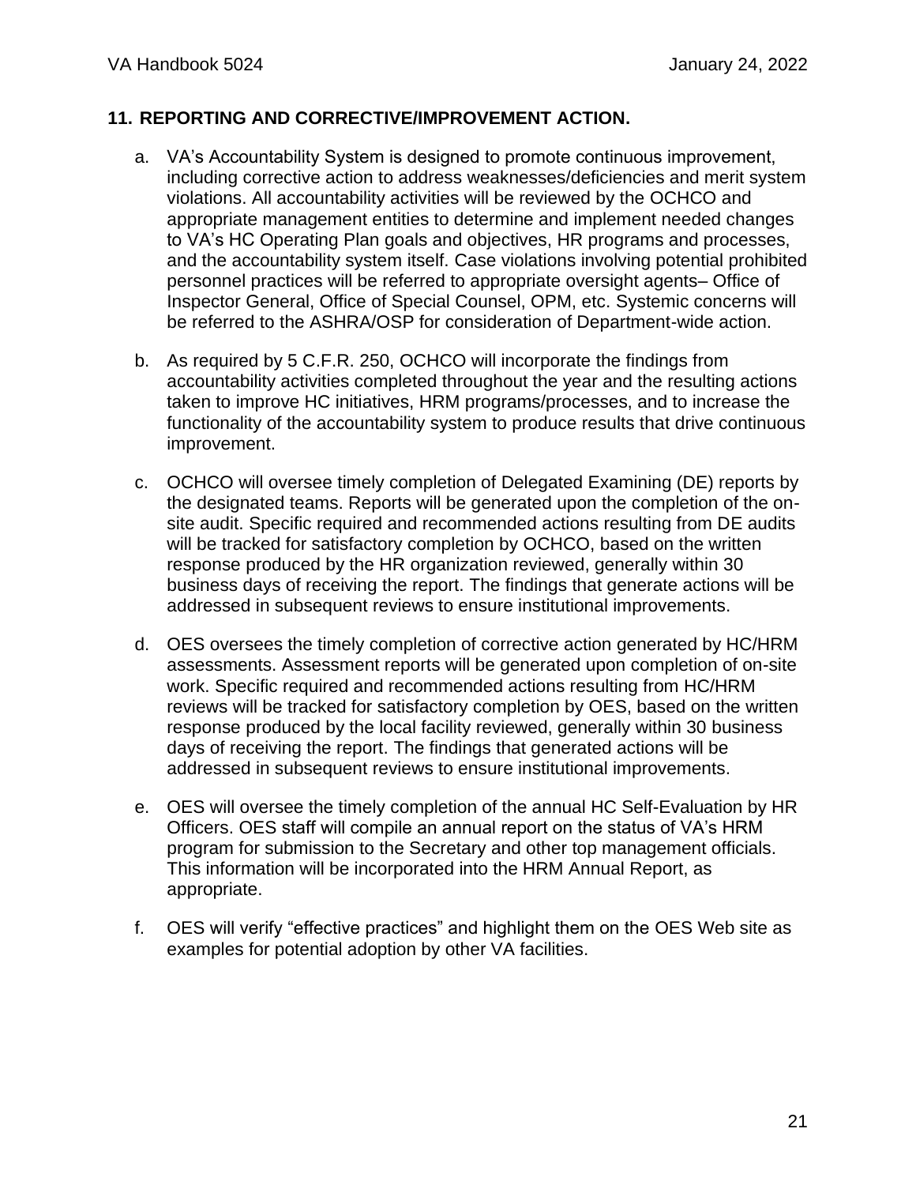## 11. REPORTING AND CORRECTIVE/IMPROVEMENT ACTION.

a. VA's Accountability System is designed to promote continuous improvement, including corrective action to address weaknesses/deficiencies and merit system violations. All accountability activities will be reviewed by the OCHCO and appropriate management entities to determine and implement needed changes to VA's HC Operating Plan goals and objectives, HR programs and processes, and the accountability system itself. Case violations involving potential prohibited personnel practices will be referred to appropriate oversight agents– Office of Inspector General, Office of Special Counsel, OPM, etc. Systemic concerns will be referred to the ASHRA/OSP for consideration of Department-wide action.

b. As required by 5 C.F.R. 250, OCHCO will incorporate the findings from accountability activities completed throughout the year and the resulting actions taken to improve HC initiatives, HRM programs/processes, and to increase the functionality of the accountability system to produce results that drive continuous improvement.

c. OCHCO will oversee timely completion of Delegated Examining (DE) reports by the designated teams. Reports will be generated upon the completion of the on-site audit. Specific required and recommended actions resulting from DE audits will be tracked for satisfactory completion by OCHCO, based on the written response produced by the HR organization reviewed, generally within 30 business days of receiving the report. The findings that generate actions will be addressed in subsequent reviews to ensure institutional improvements.

d. OES oversees the timely completion of corrective action generated by HC/HRM assessments. Assessment reports will be generated upon completion of on-site work. Specific required and recommended actions resulting from HC/HRM reviews will be tracked for satisfactory completion by OES, based on the written response produced by the local facility reviewed, generally within 30 business days of receiving the report. The findings that generated actions will be addressed in subsequent reviews to ensure institutional improvements.

e. OES will oversee the timely completion of the annual HC Self-Evaluation by HR Officers. OES staff will compile an annual report on the status of VA's HRM program for submission to the Secretary and other top management officials. This information will be incorporated into the HRM Annual Report, as appropriate.

f. OES will verify "effective practices" and highlight them on the OES Web site as examples for potential adoption by other VA facilities.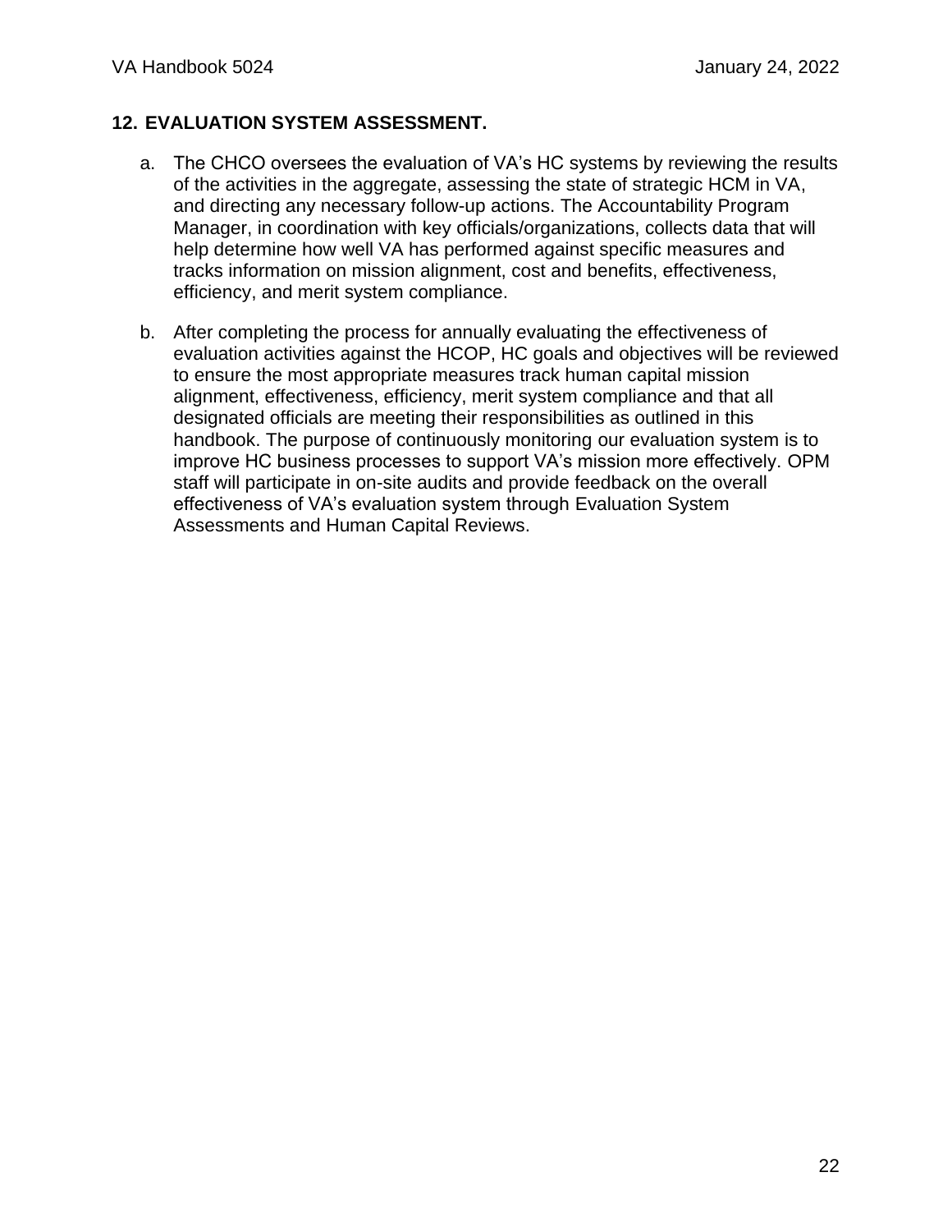## 12. EVALUATION SYSTEM ASSESSMENT.

a. The CHCO oversees the evaluation of VA's HC systems by reviewing the results of the activities in the aggregate, assessing the state of strategic HCM in VA, and directing any necessary follow-up actions. The Accountability Program Manager, in coordination with key officials/organizations, collects data that will help determine how well VA has performed against specific measures and tracks information on mission alignment, cost and benefits, effectiveness, efficiency, and merit system compliance.

b. After completing the process for annually evaluating the effectiveness of evaluation activities against the HCOP, HC goals and objectives will be reviewed to ensure the most appropriate measures track human capital mission alignment, effectiveness, efficiency, merit system compliance and that all designated officials are meeting their responsibilities as outlined in this handbook. The purpose of continuously monitoring our evaluation system is to improve HC business processes to support VA's mission more effectively. OPM staff will participate in on-site audits and provide feedback on the overall effectiveness of VA's evaluation system through Evaluation System Assessments and Human Capital Reviews.